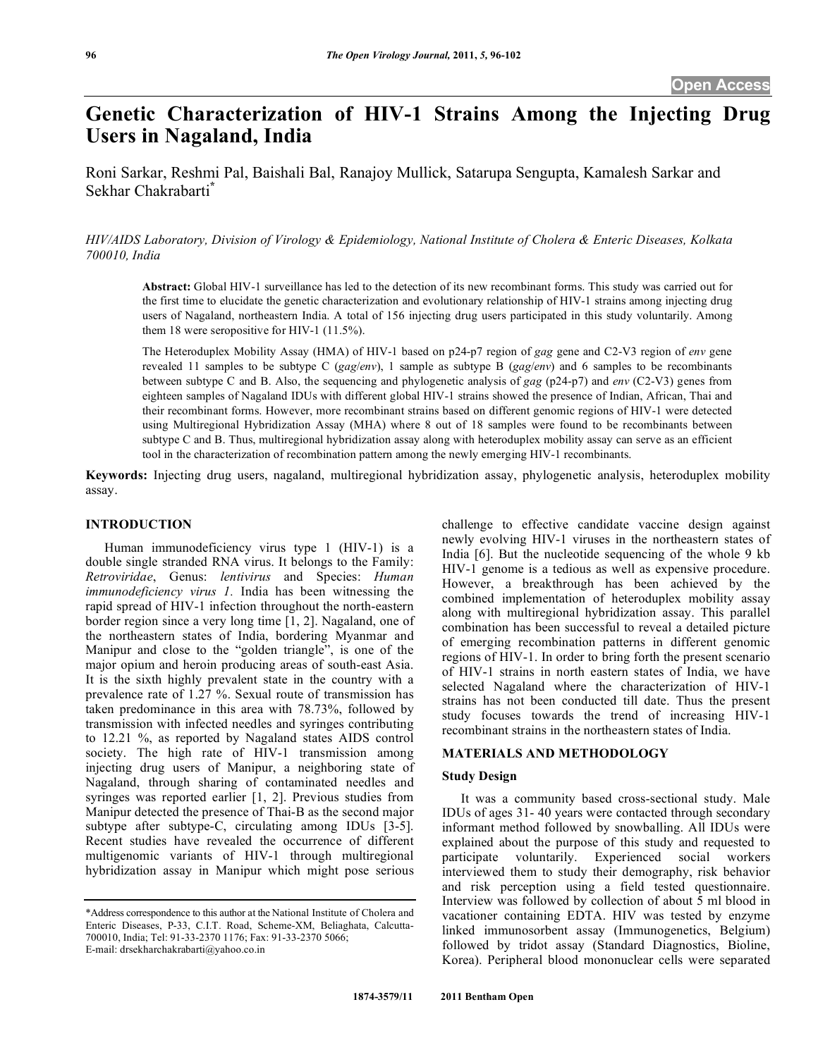# Genetic Characterization of HIV-1 Strains Among the Injecting Drug Users in Nagaland, India

Roni Sarkar, Reshmi Pal, Baishali Bal, Ranajoy Mullick, Satarupa Sengupta, Kamalesh Sarkar and Sekhar Chakrabarti[*]

*HIV/AIDS Laboratory, Division of Virology & Epidemiology, National Institute of Cholera & Enteric Diseases, Kolkata 700010, India*

**Abstract:** Global HIV-1 surveillance has led to the detection of its new recombinant forms. This study was carried out for the first time to elucidate the genetic characterization and evolutionary relationship of HIV-1 strains among injecting drug users of Nagaland, northeastern India. A total of 156 injecting drug users participated in this study voluntarily. Among them 18 were seropositive for HIV-1 (11.5%).

The Heteroduplex Mobility Assay (HMA) of HIV-1 based on p24-p7 region of *gag* gene and C2-V3 region of *env* gene revealed 11 samples to be subtype C (*gag*/*env*), 1 sample as subtype B (*gag*/*env*) and 6 samples to be recombinants between subtype C and B. Also, the sequencing and phylogenetic analysis of *gag* (p24-p7) and *env* (C2-V3) genes from eighteen samples of Nagaland IDUs with different global HIV-1 strains showed the presence of Indian, African, Thai and their recombinant forms. However, more recombinant strains based on different genomic regions of HIV-1 were detected using Multiregional Hybridization Assay (MHA) where 8 out of 18 samples were found to be recombinants between subtype C and B. Thus, multiregional hybridization assay along with heteroduplex mobility assay can serve as an efficient tool in the characterization of recombination pattern among the newly emerging HIV-1 recombinants.

**Keywords:** Injecting drug users, nagaland, multiregional hybridization assay, phylogenetic analysis, heteroduplex mobility assay.

## INTRODUCTION

Human immunodeficiency virus type 1 (HIV-1) is a double single stranded RNA virus. It belongs to the Family: *Retroviridae*, Genus: *lentivirus* and Species: *Human immunodeficiency virus 1.* India has been witnessing the rapid spread of HIV-1 infection throughout the north-eastern border region since a very long time [1, 2]. Nagaland, one of the northeastern states of India, bordering Myanmar and Manipur and close to the "golden triangle", is one of the major opium and heroin producing areas of south-east Asia. It is the sixth highly prevalent state in the country with a prevalence rate of 1.27 %. Sexual route of transmission has taken predominance in this area with 78.73%, followed by transmission with infected needles and syringes contributing to 12.21 %, as reported by Nagaland states AIDS control society. The high rate of HIV-1 transmission among injecting drug users of Manipur, a neighboring state of Nagaland, through sharing of contaminated needles and syringes was reported earlier [1, 2]. Previous studies from Manipur detected the presence of Thai-B as the second major subtype after subtype-C, circulating among IDUs [3-5]. Recent studies have revealed the occurrence of different multigenomic variants of HIV-1 through multiregional hybridization assay in Manipur which might pose serious challenge to effective candidate vaccine design against newly evolving HIV-1 viruses in the northeastern states of India [6]. But the nucleotide sequencing of the whole 9 kb HIV-1 genome is a tedious as well as expensive procedure. However, a breakthrough has been achieved by the combined implementation of heteroduplex mobility assay along with multiregional hybridization assay. This parallel combination has been successful to reveal a detailed picture of emerging recombination patterns in different genomic regions of HIV-1. In order to bring forth the present scenario of HIV-1 strains in north eastern states of India, we have selected Nagaland where the characterization of HIV-1 strains has not been conducted till date. Thus the present study focuses towards the trend of increasing HIV-1 recombinant strains in the northeastern states of India.

## MATERIALS AND METHODOLOGY

### Study Design

It was a community based cross-sectional study. Male IDUs of ages 31- 40 years were contacted through secondary informant method followed by snowballing. All IDUs were explained about the purpose of this study and requested to participate voluntarily. Experienced social workers interviewed them to study their demography, risk behavior and risk perception using a field tested questionnaire. Interview was followed by collection of about 5 ml blood in vacationer containing EDTA. HIV was tested by enzyme linked immunosorbent assay (Immunogenetics, Belgium) followed by tridot assay (Standard Diagnostics, Bioline, Korea). Peripheral blood mononuclear cells were separated

---

*Address correspondence to this author at the National Institute of Cholera and Enteric Diseases, P-33, C.I.T. Road, Scheme-XM, Beliaghata, Calcutta-700010, India; Tel: 91-33-2370 1176; Fax: 91-33-2370 5066; E-mail: drsekharchakrabarti@yahoo.co.in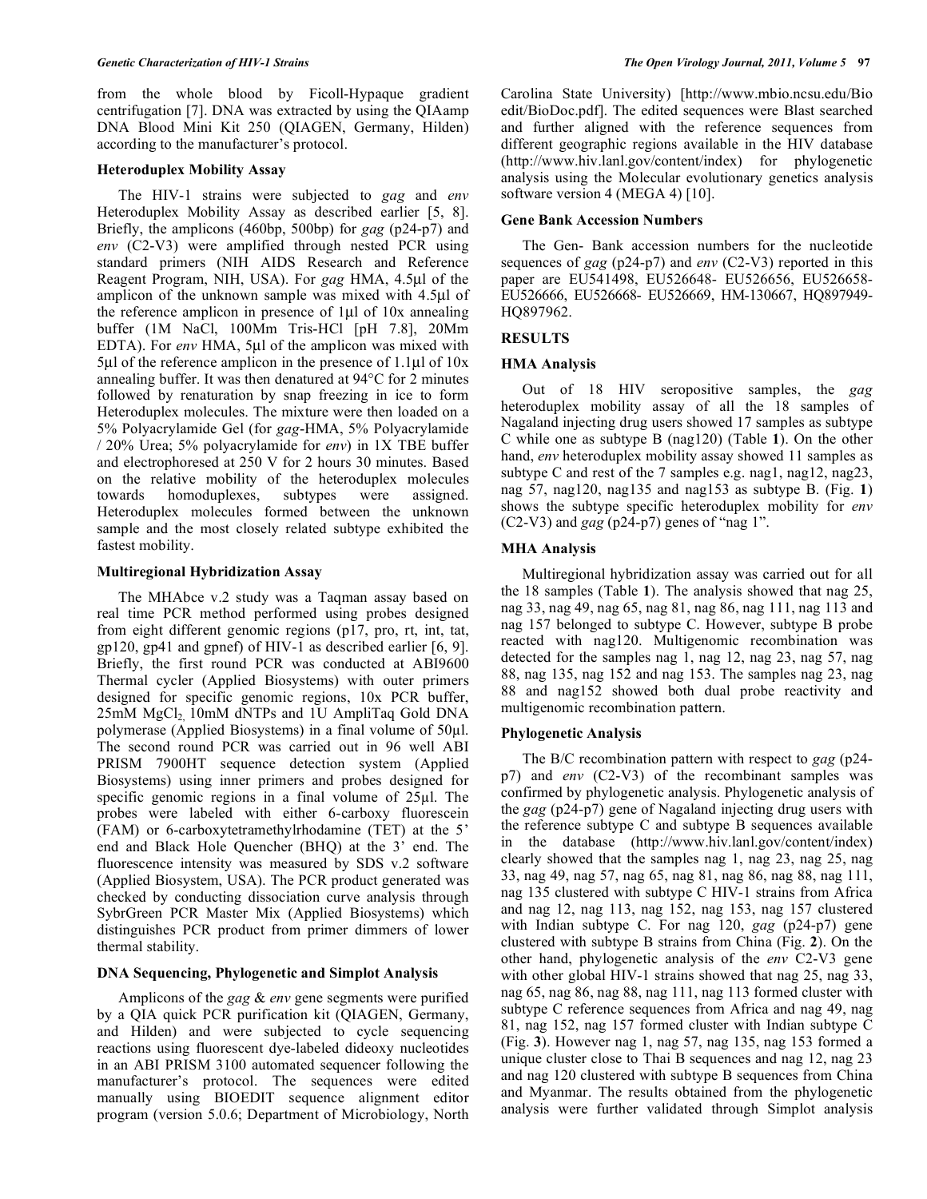from the whole blood by Ficoll-Hypaque gradient centrifugation [7]. DNA was extracted by using the QIAamp DNA Blood Mini Kit 250 (QIAGEN, Germany, Hilden) according to the manufacturer's protocol.

### Heteroduplex Mobility Assay

The HIV-1 strains were subjected to *gag* and *env* Heteroduplex Mobility Assay as described earlier [5, 8]. Briefly, the amplicons (460bp, 500bp) for *gag* (p24-p7) and *env* (C2-V3) were amplified through nested PCR using standard primers (NIH AIDS Research and Reference Reagent Program, NIH, USA). For *gag* HMA, 4.5µl of the amplicon of the unknown sample was mixed with 4.5µl of the reference amplicon in presence of 1µl of 10x annealing buffer (1M NaCl, 100Mm Tris-HCl [pH 7.8], 20Mm EDTA). For *env* HMA, 5µl of the amplicon was mixed with 5µl of the reference amplicon in the presence of 1.1µl of 10x annealing buffer. It was then denatured at 94°C for 2 minutes followed by renaturation by snap freezing in ice to form Heteroduplex molecules. The mixture were then loaded on a 5% Polyacrylamide Gel (for *gag*-HMA, 5% Polyacrylamide / 20% Urea; 5% polyacrylamide for *env*) in 1X TBE buffer and electrophoresed at 250 V for 2 hours 30 minutes. Based on the relative mobility of the heteroduplex molecules towards homoduplexes, subtypes were assigned. Heteroduplex molecules formed between the unknown sample and the most closely related subtype exhibited the fastest mobility.

### Multiregional Hybridization Assay

The MHAbce v.2 study was a Taqman assay based on real time PCR method performed using probes designed from eight different genomic regions (p17, pro, rt, int, tat, gp120, gp41 and gpnef) of HIV-1 as described earlier [6, 9]. Briefly, the first round PCR was conducted at ABI9600 Thermal cycler (Applied Biosystems) with outer primers designed for specific genomic regions, 10x PCR buffer, 25mM $MgCl_2$, 10mM dNTPs and 1U AmpliTaq Gold DNA polymerase (Applied Biosystems) in a final volume of 50µl. The second round PCR was carried out in 96 well ABI PRISM 7900HT sequence detection system (Applied Biosystems) using inner primers and probes designed for specific genomic regions in a final volume of 25µl. The probes were labeled with either 6-carboxy fluorescein (FAM) or 6-carboxytetramethylrhodamine (TET) at the 5' end and Black Hole Quencher (BHQ) at the 3' end. The fluorescence intensity was measured by SDS v.2 software (Applied Biosystem, USA). The PCR product generated was checked by conducting dissociation curve analysis through SybrGreen PCR Master Mix (Applied Biosystems) which distinguishes PCR product from primer dimmers of lower thermal stability.

### DNA Sequencing, Phylogenetic and Simplot Analysis

Amplicons of the *gag* & *env* gene segments were purified by a QIA quick PCR purification kit (QIAGEN, Germany, and Hilden) and were subjected to cycle sequencing reactions using fluorescent dye-labeled dideoxy nucleotides in an ABI PRISM 3100 automated sequencer following the manufacturer's protocol. The sequences were edited manually using BIOEDIT sequence alignment editor program (version 5.0.6; Department of Microbiology, North Carolina State University) [http://www.mbio.ncsu.edu/Bioedit/BioDoc.pdf]. The edited sequences were Blast searched and further aligned with the reference sequences from different geographic regions available in the HIV database (http://www.hiv.lanl.gov/content/index) for phylogenetic analysis using the Molecular evolutionary genetics analysis software version 4 (MEGA 4) [10].

### Gene Bank Accession Numbers

The Gen- Bank accession numbers for the nucleotide sequences of *gag* (p24-p7) and *env* (C2-V3) reported in this paper are EU541498, EU526648- EU526656, EU526658-EU526666, EU526668- EU526669, HM-130667, HQ897949-HQ897962.

## RESULTS

### HMA Analysis

Out of 18 HIV seropositive samples, the *gag* heteroduplex mobility assay of all the 18 samples of Nagaland injecting drug users showed 17 samples as subtype C while one as subtype B (nag120) (Table **1**). On the other hand, *env* heteroduplex mobility assay showed 11 samples as subtype C and rest of the 7 samples e.g. nag1, nag12, nag23, nag 57, nag120, nag135 and nag153 as subtype B. (Fig. **1**) shows the subtype specific heteroduplex mobility for *env* (C2-V3) and *gag* (p24-p7) genes of "nag 1".

### MHA Analysis

Multiregional hybridization assay was carried out for all the 18 samples (Table **1**). The analysis showed that nag 25, nag 33, nag 49, nag 65, nag 81, nag 86, nag 111, nag 113 and nag 157 belonged to subtype C. However, subtype B probe reacted with nag120. Multigenomic recombination was detected for the samples nag 1, nag 12, nag 23, nag 57, nag 88, nag 135, nag 152 and nag 153. The samples nag 23, nag 88 and nag152 showed both dual probe reactivity and multigenomic recombination pattern.

### Phylogenetic Analysis

The B/C recombination pattern with respect to *gag* (p24-p7) and *env* (C2-V3) of the recombinant samples was confirmed by phylogenetic analysis. Phylogenetic analysis of the *gag* (p24-p7) gene of Nagaland injecting drug users with the reference subtype C and subtype B sequences available in the database (http://www.hiv.lanl.gov/content/index) clearly showed that the samples nag 1, nag 23, nag 25, nag 33, nag 49, nag 57, nag 65, nag 81, nag 86, nag 88, nag 111, nag 135 clustered with subtype C HIV-1 strains from Africa and nag 12, nag 113, nag 152, nag 153, nag 157 clustered with Indian subtype C. For nag 120, *gag* (p24-p7) gene clustered with subtype B strains from China (Fig. **2**). On the other hand, phylogenetic analysis of the *env* C2-V3 gene with other global HIV-1 strains showed that nag 25, nag 33, nag 65, nag 86, nag 88, nag 111, nag 113 formed cluster with subtype C reference sequences from Africa and nag 49, nag 81, nag 152, nag 157 formed cluster with Indian subtype C (Fig. **3**). However nag 1, nag 57, nag 135, nag 153 formed a unique cluster close to Thai B sequences and nag 12, nag 23 and nag 120 clustered with subtype B sequences from China and Myanmar. The results obtained from the phylogenetic analysis were further validated through Simplot analysis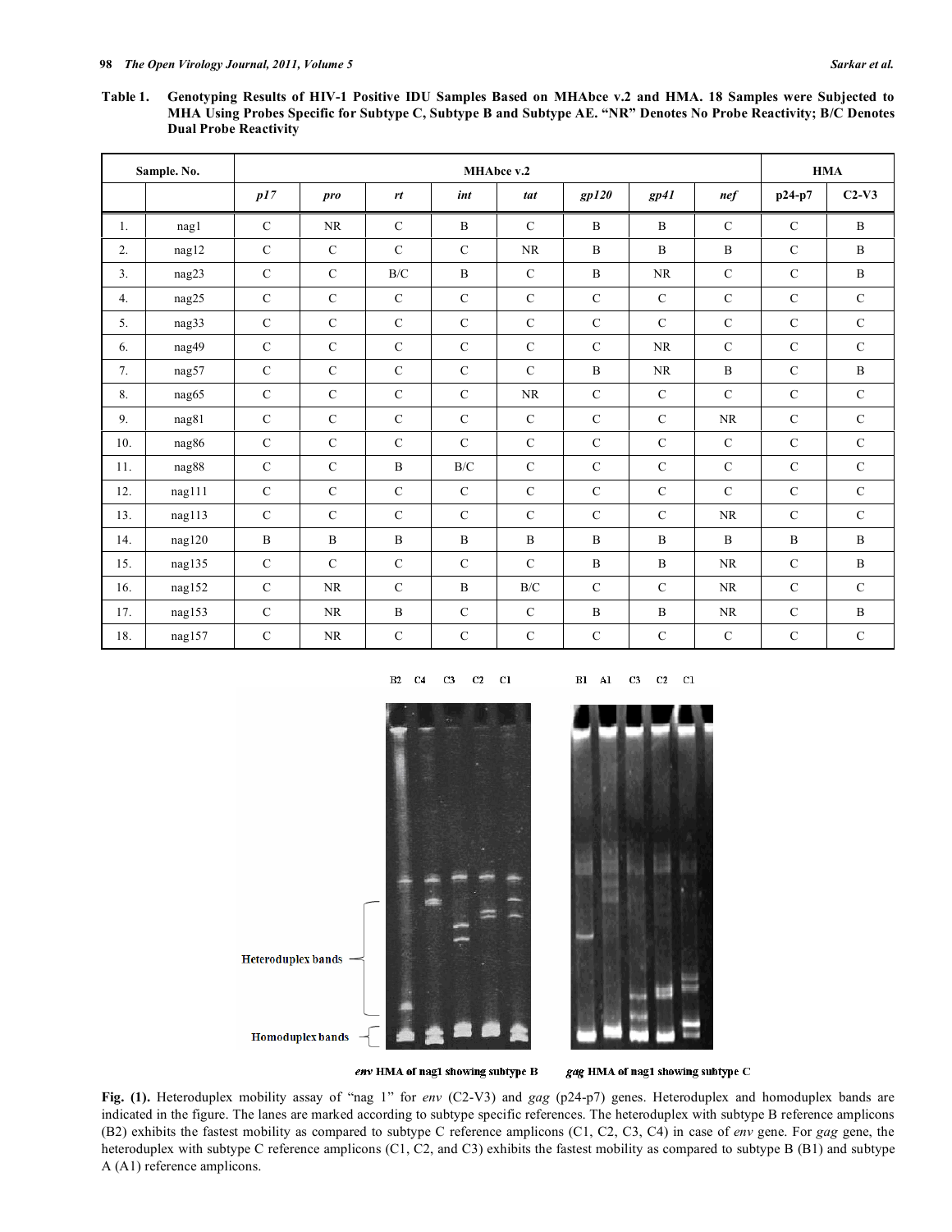**Table 1. Genotyping Results of HIV-1 Positive IDU Samples Based on MHAbce v.2 and HMA. 18 Samples were Subjected to MHA Using Probes Specific for Subtype C, Subtype B and Subtype AE. "NR" Denotes No Probe Reactivity; B/C Denotes Dual Probe Reactivity**

| Sample. No. | | MHAbce v.2 | | | | | | | | HMA | |
|---|---|---|---|---|---|---|---|---|---|---|---|
| | | *p17* | *pro* | *rt* | *int* | *tat* | *gp120* | *gp41* | *nef* | p24-p7 | C2-V3 |
| 1. | nag1 | C | NR | C | B | C | B | B | C | C | B |
| 2. | nag12 | C | C | C | C | NR | B | B | B | C | B |
| 3. | nag23 | C | C | B/C | B | C | B | NR | C | C | B |
| 4. | nag25 | C | C | C | C | C | C | C | C | C | C |
| 5. | nag33 | C | C | C | C | C | C | C | C | C | C |
| 6. | nag49 | C | C | C | C | C | C | NR | C | C | C |
| 7. | nag57 | C | C | C | C | C | B | NR | B | C | B |
| 8. | nag65 | C | C | C | C | NR | C | C | C | C | C |
| 9. | nag81 | C | C | C | C | C | C | C | NR | C | C |
| 10. | nag86 | C | C | C | C | C | C | C | C | C | C |
| 11. | nag88 | C | C | B | B/C | C | C | C | C | C | C |
| 12. | nag111 | C | C | C | C | C | C | C | C | C | C |
| 13. | nag113 | C | C | C | C | C | C | C | NR | C | C |
| 14. | nag120 | B | B | B | B | B | B | B | B | B | B |
| 15. | nag135 | C | C | C | C | C | B | B | NR | C | B |
| 16. | nag152 | C | NR | C | B | B/C | C | C | NR | C | C |
| 17. | nag153 | C | NR | B | C | C | B | B | NR | C | B |
| 18. | nag157 | C | NR | C | C | C | C | C | C | C | C |

*env* HMA of nag1 showing subtype B

*gag* HMA of nag1 showing subtype C

**Fig. (1).** Heteroduplex mobility assay of "nag 1" for *env* (C2-V3) and *gag* (p24-p7) genes. Heteroduplex and homoduplex bands are indicated in the figure. The lanes are marked according to subtype specific references. The heteroduplex with subtype B reference amplicons (B2) exhibits the fastest mobility as compared to subtype C reference amplicons (C1, C2, C3, C4) in case of *env* gene. For *gag* gene, the heteroduplex with subtype C reference amplicons (C1, C2, and C3) exhibits the fastest mobility as compared to subtype B (B1) and subtype A (A1) reference amplicons.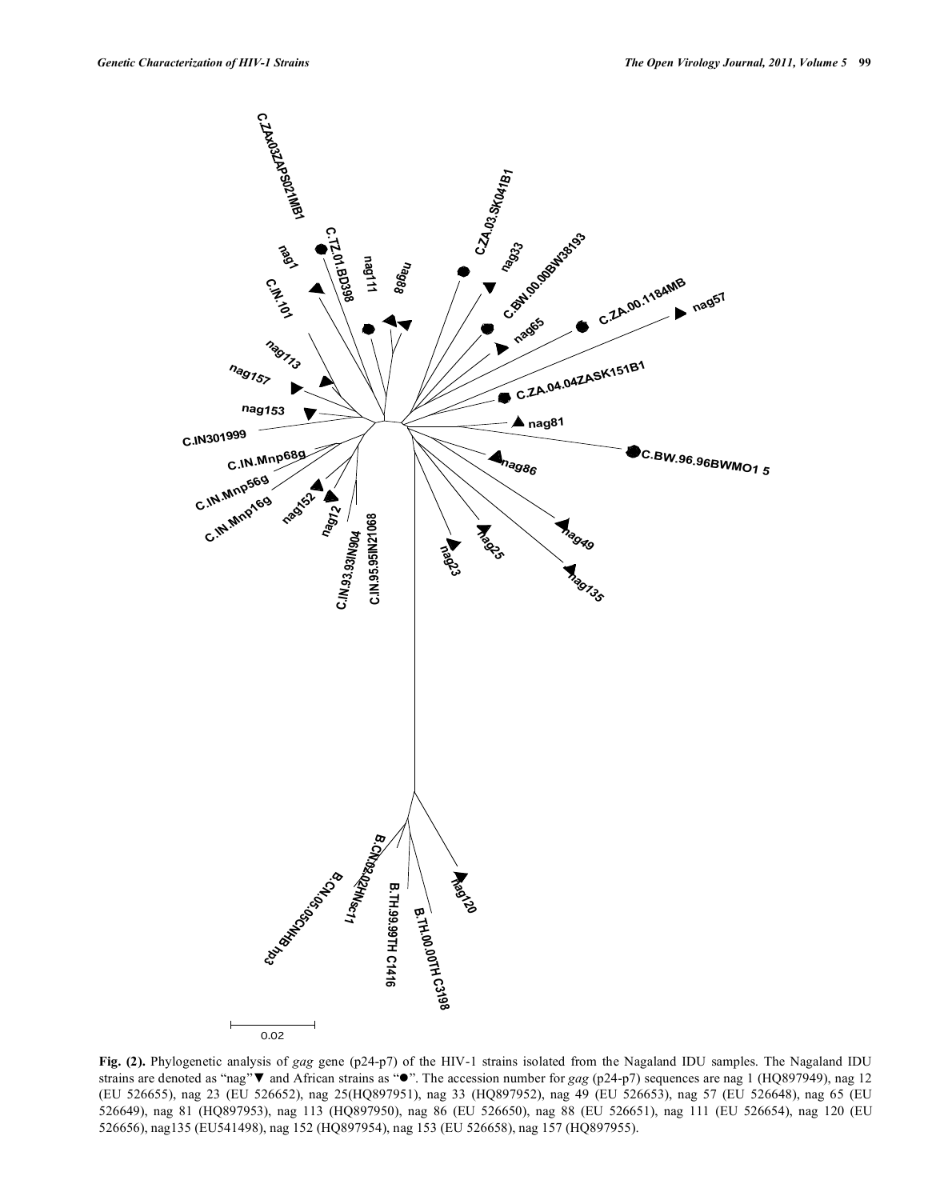**Fig. (2).** Phylogenetic analysis of *gag* gene (p24-p7) of the HIV-1 strains isolated from the Nagaland IDU samples. The Nagaland IDU strains are denoted as "nag"▼ and African strains as "●". The accession number for *gag* (p24-p7) sequences are nag 1 (HQ897949), nag 12 (EU 526655), nag 23 (EU 526652), nag 25(HQ897951), nag 33 (HQ897952), nag 49 (EU 526653), nag 57 (EU 526648), nag 65 (EU 526649), nag 81 (HQ897953), nag 113 (HQ897950), nag 86 (EU 526650), nag 88 (EU 526651), nag 111 (EU 526654), nag 120 (EU 526656), nag135 (EU541498), nag 152 (HQ897954), nag 153 (EU 526658), nag 157 (HQ897955).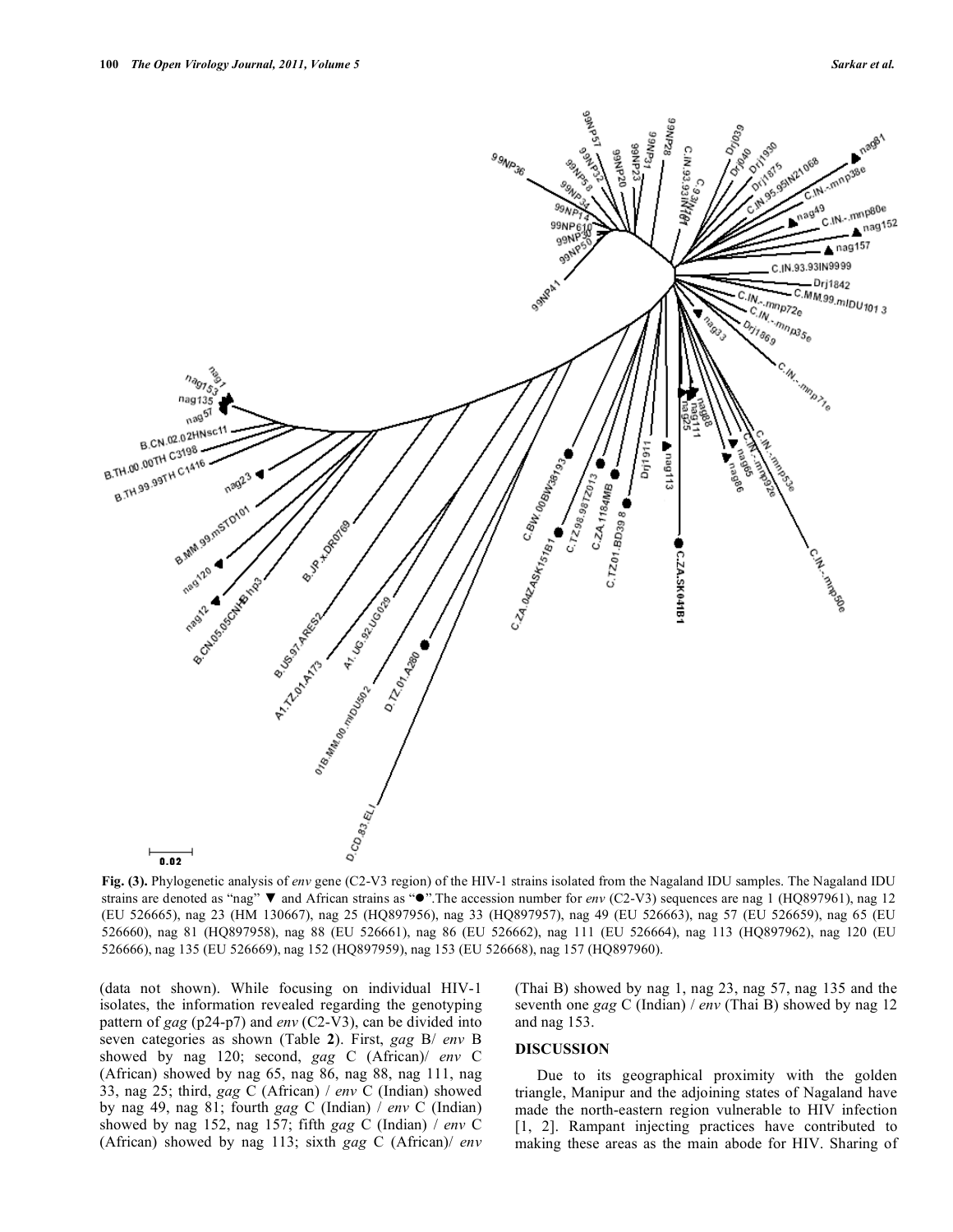**Fig. (3).** Phylogenetic analysis of *env* gene (C2-V3 region) of the HIV-1 strains isolated from the Nagaland IDU samples. The Nagaland IDU strains are denoted as "nag" ▼ and African strains as "●".The accession number for *env* (C2-V3) sequences are nag 1 (HQ897961), nag 12 (EU 526665), nag 23 (HM 130667), nag 25 (HQ897956), nag 33 (HQ897957), nag 49 (EU 526663), nag 57 (EU 526659), nag 65 (EU 526660), nag 81 (HQ897958), nag 88 (EU 526661), nag 86 (EU 526662), nag 111 (EU 526664), nag 113 (HQ897962), nag 120 (EU 526666), nag 135 (EU 526669), nag 152 (HQ897959), nag 153 (EU 526668), nag 157 (HQ897960).

(data not shown). While focusing on individual HIV-1 isolates, the information revealed regarding the genotyping pattern of *gag* (p24-p7) and *env* (C2-V3), can be divided into seven categories as shown (Table **2**). First, *gag* B/ *env* B showed by nag 120; second, *gag* C (African)/ *env* C (African) showed by nag 65, nag 86, nag 88, nag 111, nag 33, nag 25; third, *gag* C (African) / *env* C (Indian) showed by nag 49, nag 81; fourth *gag* C (Indian) / *env* C (Indian) showed by nag 152, nag 157; fifth *gag* C (Indian) / *env* C (African) showed by nag 113; sixth *gag* C (African)/ *env* (Thai B) showed by nag 1, nag 23, nag 57, nag 135 and the seventh one *gag* C (Indian) / *env* (Thai B) showed by nag 12 and nag 153.

## DISCUSSION

Due to its geographical proximity with the golden triangle, Manipur and the adjoining states of Nagaland have made the north-eastern region vulnerable to HIV infection [1, 2]. Rampant injecting practices have contributed to making these areas as the main abode for HIV. Sharing of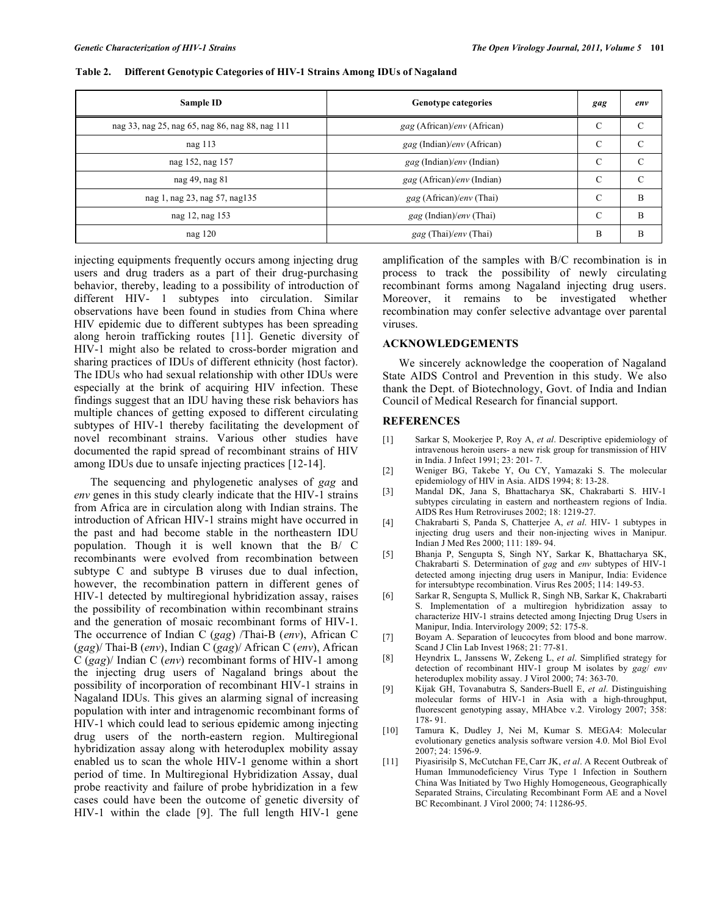**Table 2. Different Genotypic Categories of HIV-1 Strains Among IDUs of Nagaland**

| Sample ID | Genotype categories | *gag* | *env* |
|---|---|---|---|
| nag 33, nag 25, nag 65, nag 86, nag 88, nag 111 | *gag* (African)/*env* (African) | C | C |
| nag 113 | *gag* (Indian)/*env* (African) | C | C |
| nag 152, nag 157 | *gag* (Indian)/*env* (Indian) | C | C |
| nag 49, nag 81 | *gag* (African)/*env* (Indian) | C | C |
| nag 1, nag 23, nag 57, nag135 | *gag* (African)/*env* (Thai) | C | B |
| nag 12, nag 153 | *gag* (Indian)/*env* (Thai) | C | B |
| nag 120 | *gag* (Thai)/*env* (Thai) | B | B |

injecting equipments frequently occurs among injecting drug users and drug traders as a part of their drug-purchasing behavior, thereby, leading to a possibility of introduction of different HIV- 1 subtypes into circulation. Similar observations have been found in studies from China where HIV epidemic due to different subtypes has been spreading along heroin trafficking routes [11]. Genetic diversity of HIV-1 might also be related to cross-border migration and sharing practices of IDUs of different ethnicity (host factor). The IDUs who had sexual relationship with other IDUs were especially at the brink of acquiring HIV infection. These findings suggest that an IDU having these risk behaviors has multiple chances of getting exposed to different circulating subtypes of HIV-1 thereby facilitating the development of novel recombinant strains. Various other studies have documented the rapid spread of recombinant strains of HIV among IDUs due to unsafe injecting practices [12-14].

The sequencing and phylogenetic analyses of *gag* and *env* genes in this study clearly indicate that the HIV-1 strains from Africa are in circulation along with Indian strains. The introduction of African HIV-1 strains might have occurred in the past and had become stable in the northeastern IDU population. Though it is well known that the B/ C recombinants were evolved from recombination between subtype C and subtype B viruses due to dual infection, however, the recombination pattern in different genes of HIV-1 detected by multiregional hybridization assay, raises the possibility of recombination within recombinant strains and the generation of mosaic recombinant forms of HIV-1. The occurrence of Indian C (*gag*) /Thai-B (*env*), African C (*gag*)/ Thai-B (*env*), Indian C (*gag*)/ African C (*env*), African C (*gag*)/ Indian C (*env*) recombinant forms of HIV-1 among the injecting drug users of Nagaland brings about the possibility of incorporation of recombinant HIV-1 strains in Nagaland IDUs. This gives an alarming signal of increasing population with inter and intragenomic recombinant forms of HIV-1 which could lead to serious epidemic among injecting drug users of the north-eastern region. Multiregional hybridization assay along with heteroduplex mobility assay enabled us to scan the whole HIV-1 genome within a short period of time. In Multiregional Hybridization Assay, dual probe reactivity and failure of probe hybridization in a few cases could have been the outcome of genetic diversity of HIV-1 within the clade [9]. The full length HIV-1 gene amplification of the samples with B/C recombination is in process to track the possibility of newly circulating recombinant forms among Nagaland injecting drug users. Moreover, it remains to be investigated whether recombination may confer selective advantage over parental viruses.

## ACKNOWLEDGEMENTS

We sincerely acknowledge the cooperation of Nagaland State AIDS Control and Prevention in this study. We also thank the Dept. of Biotechnology, Govt. of India and Indian Council of Medical Research for financial support.

## REFERENCES

[1] Sarkar S, Mookerjee P, Roy A, *et al*. Descriptive epidemiology of intravenous heroin users- a new risk group for transmission of HIV in India. J Infect 1991; 23: 201- 7.

[2] Weniger BG, Takebe Y, Ou CY, Yamazaki S. The molecular epidemiology of HIV in Asia. AIDS 1994; 8: 13-28.

[3] Mandal DK, Jana S, Bhattacharya SK, Chakrabarti S. HIV-1 subtypes circulating in eastern and northeastern regions of India. AIDS Res Hum Retroviruses 2002; 18: 1219-27.

[4] Chakrabarti S, Panda S, Chatterjee A, *et al*. HIV- 1 subtypes in injecting drug users and their non-injecting wives in Manipur. Indian J Med Res 2000; 111: 189- 94.

[5] Bhanja P, Sengupta S, Singh NY, Sarkar K, Bhattacharya SK, Chakrabarti S. Determination of *gag* and *env* subtypes of HIV-1 detected among injecting drug users in Manipur, India: Evidence for intersubtype recombination. Virus Res 2005; 114: 149-53.

[6] Sarkar R, Sengupta S, Mullick R, Singh NB, Sarkar K, Chakrabarti S. Implementation of a multiregion hybridization assay to characterize HIV-1 strains detected among Injecting Drug Users in Manipur, India. Intervirology 2009; 52: 175-8.

[7] Boyam A. Separation of leucocytes from blood and bone marrow. Scand J Clin Lab Invest 1968; 21: 77-81.

[8] Heyndrix L, Janssens W, Zekeng L, *et al*. Simplified strategy for detection of recombinant HIV-1 group M isolates by *gag*/ *env* heteroduplex mobility assay. J Virol 2000; 74: 363-70.

[9] Kijak GH, Tovanabutra S, Sanders-Buell E, *et al*. Distinguishing molecular forms of HIV-1 in Asia with a high-throughput, fluorescent genotyping assay, MHAbce v.2. Virology 2007; 358: 178- 91.

[10] Tamura K, Dudley J, Nei M, Kumar S. MEGA4: Molecular evolutionary genetics analysis software version 4.0. Mol Biol Evol 2007; 24: 1596-9.

[11] Piyasirisilp S, McCutchan FE, Carr JK, *et al*. A Recent Outbreak of Human Immunodeficiency Virus Type 1 Infection in Southern China Was Initiated by Two Highly Homogeneous, Geographically Separated Strains, Circulating Recombinant Form AE and a Novel BC Recombinant. J Virol 2000; 74: 11286-95.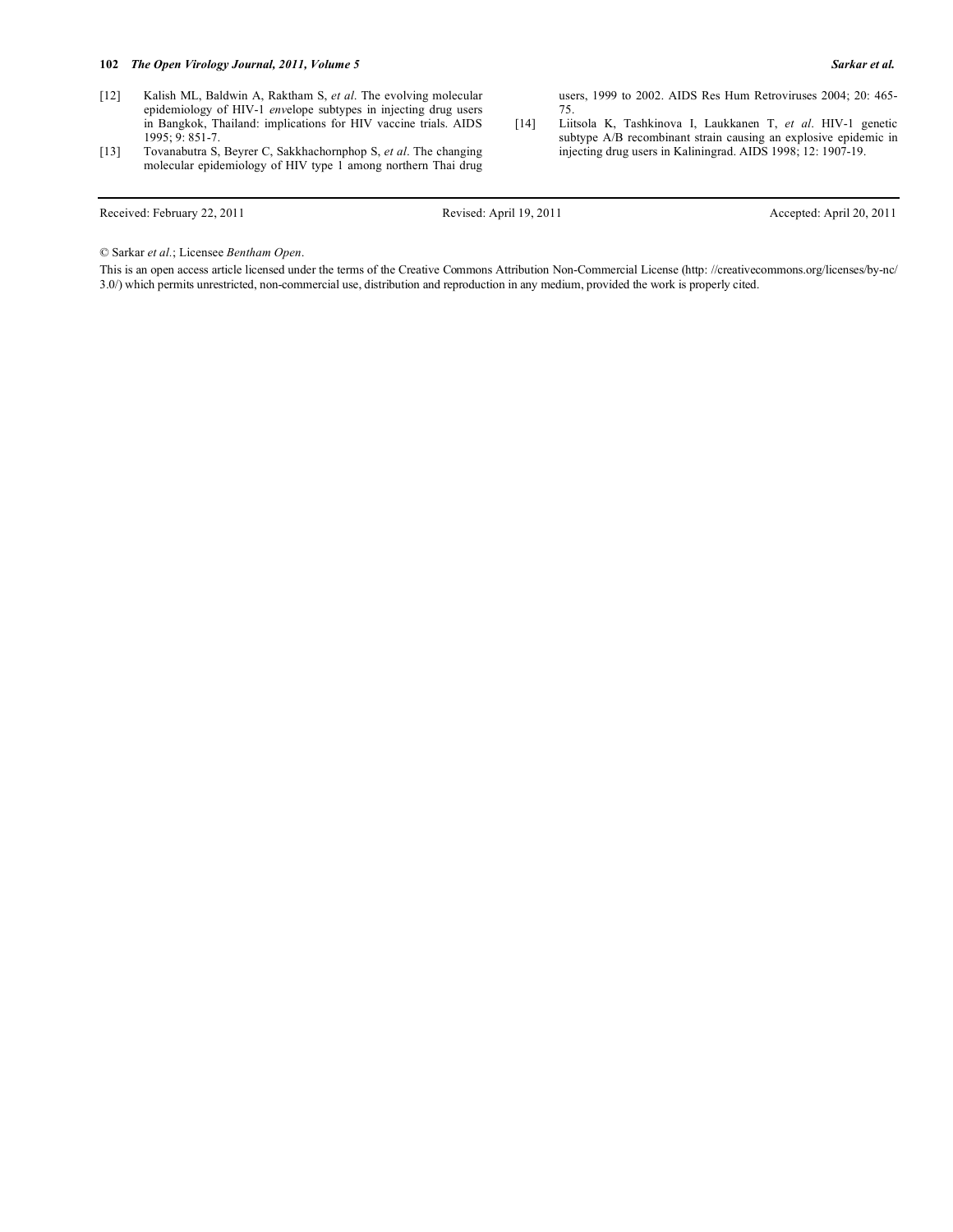[12] Kalish ML, Baldwin A, Raktham S, *et al*. The evolving molecular epidemiology of HIV-1 *env*elope subtypes in injecting drug users in Bangkok, Thailand: implications for HIV vaccine trials. AIDS 1995; 9: 851-7.

[13] Tovanabutra S, Beyrer C, Sakkhachornphop S, *et al*. The changing molecular epidemiology of HIV type 1 among northern Thai drug users, 1999 to 2002. AIDS Res Hum Retroviruses 2004; 20: 465-75.

[14] Liitsola K, Tashkinova I, Laukkanen T, *et al*. HIV-1 genetic subtype A/B recombinant strain causing an explosive epidemic in injecting drug users in Kaliningrad. AIDS 1998; 12: 1907-19.

Received: February 22, 2011 Revised: April 19, 2011 Accepted: April 20, 2011

© Sarkar *et al.*; Licensee *Bentham Open*.

This is an open access article licensed under the terms of the Creative Commons Attribution Non-Commercial License (http: //creativecommons.org/licenses/by-nc/3.0/) which permits unrestricted, non-commercial use, distribution and reproduction in any medium, provided the work is properly cited.